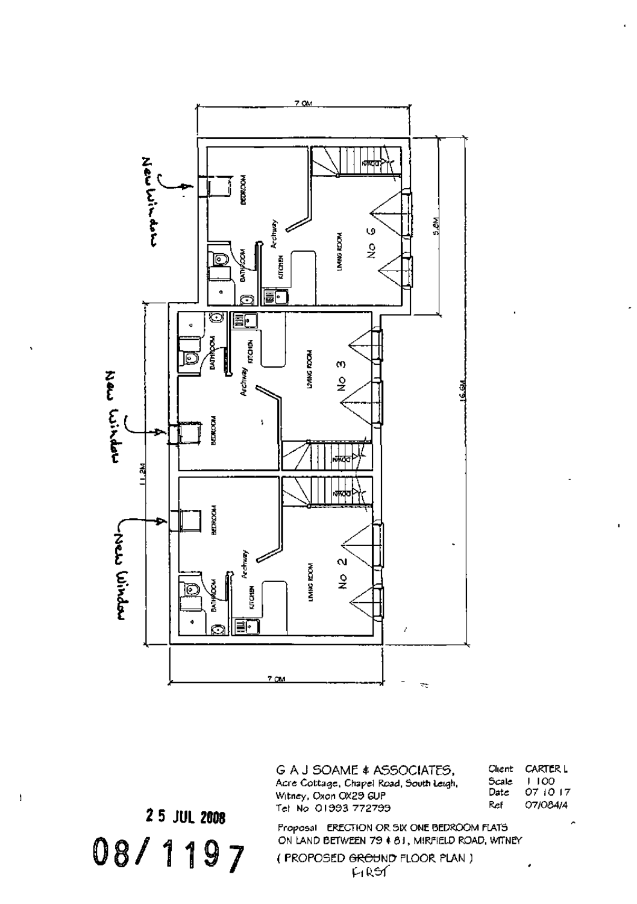7.0M

New Window

BEDROOM

DOWN

Archway

BATHROOM

KITCHEN

LIVING ROOM

No 6

5.8M

BATHROOM

KITCHEN

Archway

LIVING ROOM

No 3

New Window

BEDROOM

DOWN

16.6M

11.2M

DOWN

BEDROOM

New Window

Archway

BATHROOM

KITCHEN

LIVING ROOM

No 2

7.0M

25 JUL 2008

08/1197

G A J SOAME & ASSOCIATES,
Acre Cottage, Chapel Road, South Leigh,
Witney, Oxon OX29 6UP
Tel No 01993 772799

| Client | CARTER L |
|---|---|
| Scale | 1 100 |
| Date | 07 10 17 |
| Ref | 07/084/4 |

Proposal ERECTION OR SIX ONE BEDROOM FLATS ON LAND BETWEEN 79 & 81, MIRFIELD ROAD, WITNEY

( PROPOSED ~~GROUND~~ FIRST FLOOR PLAN )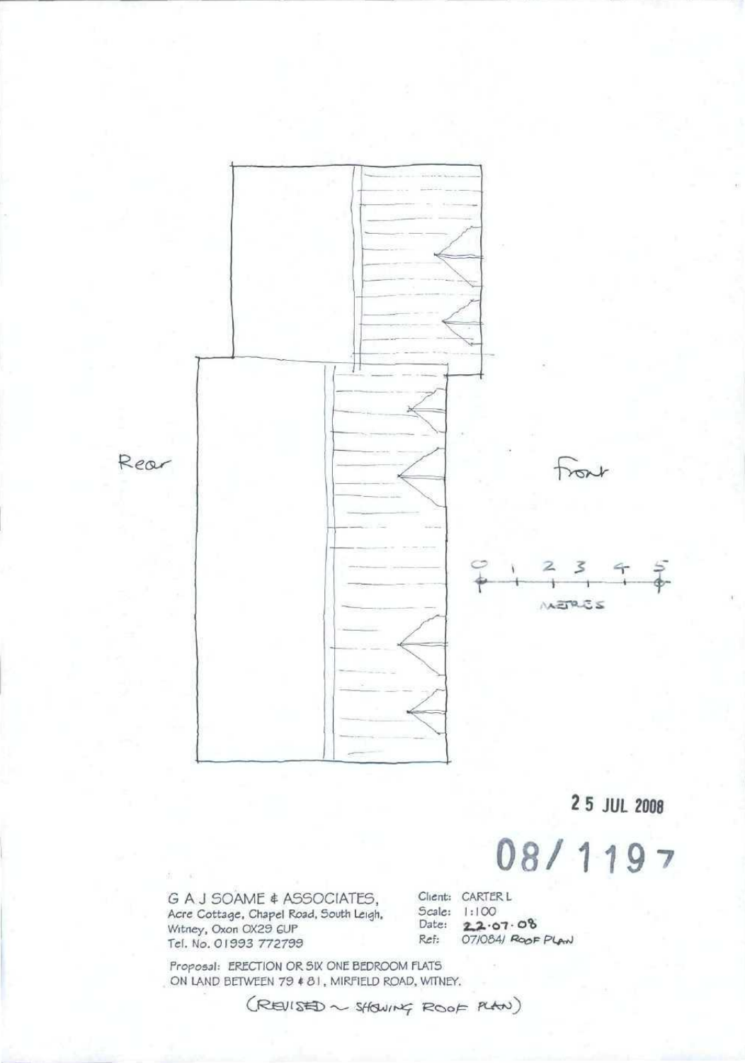Rear

Front

0 1 2 3 4 5

METRES

25 JUL 2008

08/1197

G A J SOAME & ASSOCIATES,
Acre Cottage, Chapel Road, South Leigh,
Witney, Oxon OX29 6UP
Tel. No. 01993 772799

Client: CARTER L
Scale: 1:100
Date: 22.07.08
Ref: 07/084/ ROOF PLAN

Proposal: ERECTION OR SIX ONE BEDROOM FLATS
ON LAND BETWEEN 79 & 81, MIRFIELD ROAD, WITNEY.

(REVISED ~ SHOWING ROOF PLAN)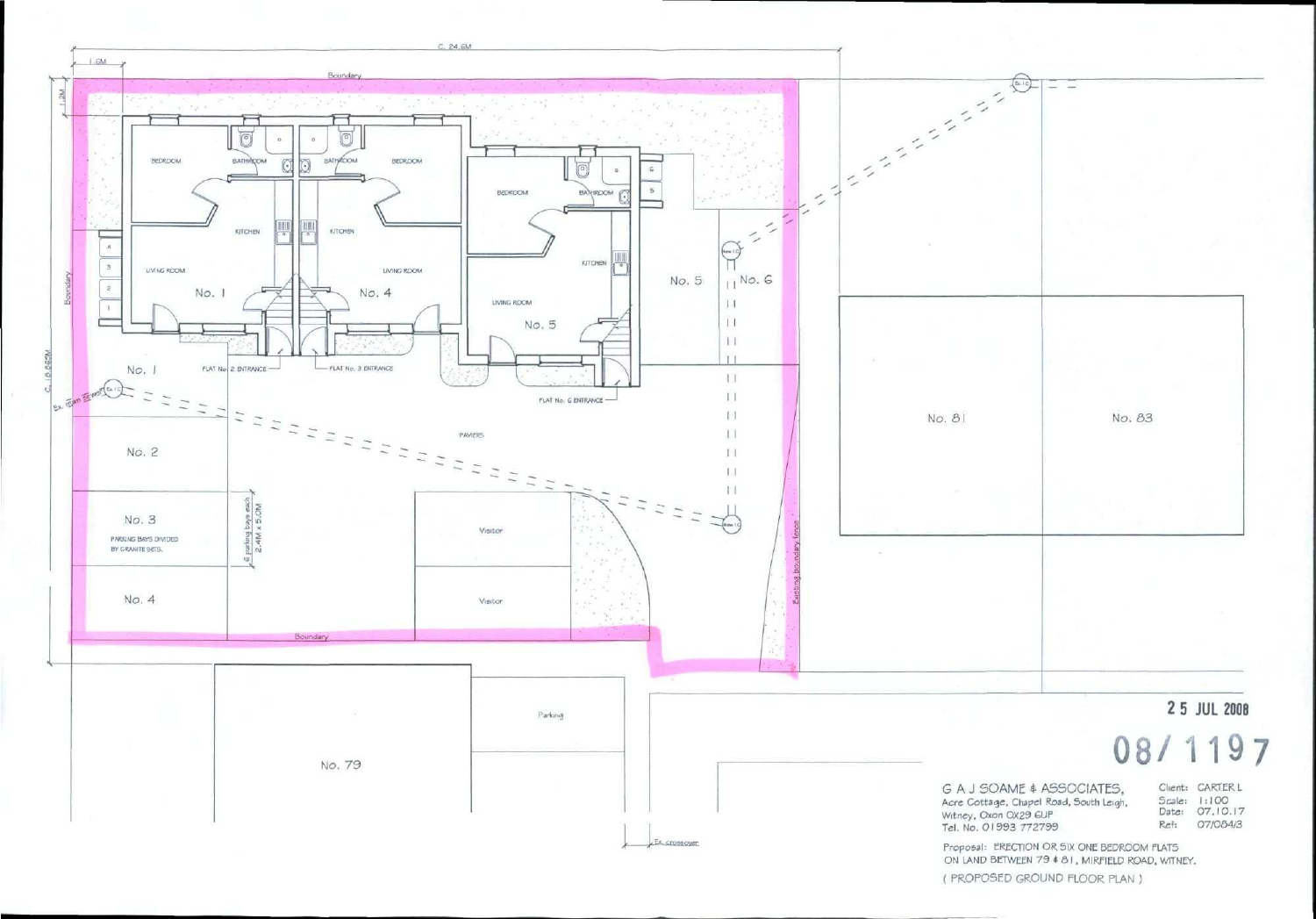C. 24.6M

1.6M

1.2M

Boundary

BEDROOM

BATHROOM

BATHROOM

BEDROOM

KITCHEN

KITCHEN

LIVING ROOM

No. 1

LIVING ROOM

No. 4

BEDROOM

BATHROOM

KITCHEN

LIVING ROOM

No. 5

No. 5

No. 6

No. 1

FLAT No. 2 ENTRANCE

FLAT No. 3 ENTRANCE

FLAT No. 6 ENTRANCE

PAVIERS

No. 2

No. 3

PARKING BAYS DIVIDED BY GRANITE SETS.

6 parking bays each 2.4M x 5.0M

No. 4

Visitor

Visitor

Boundary

Existing boundary fence

C. 18.55M

No. 81

No. 83

No. 79

Parking

Ex. crossover

25 JUL 2008

08/1197

G A J SOAME & ASSOCIATES,
Acre Cottage, Chapel Road, South Leigh,
Witney, Oxon OX29 6UP
Tel. No. 01993 772799

Client: CARTER L
Scale: 1:100
Date: 07.10.17
Ref: 07/084/3

Proposal: ERECTION OR SIX ONE BEDROOM FLATS ON LAND BETWEEN 79 & 81, MIRFIELD ROAD, WITNEY.

( PROPOSED GROUND FLOOR PLAN )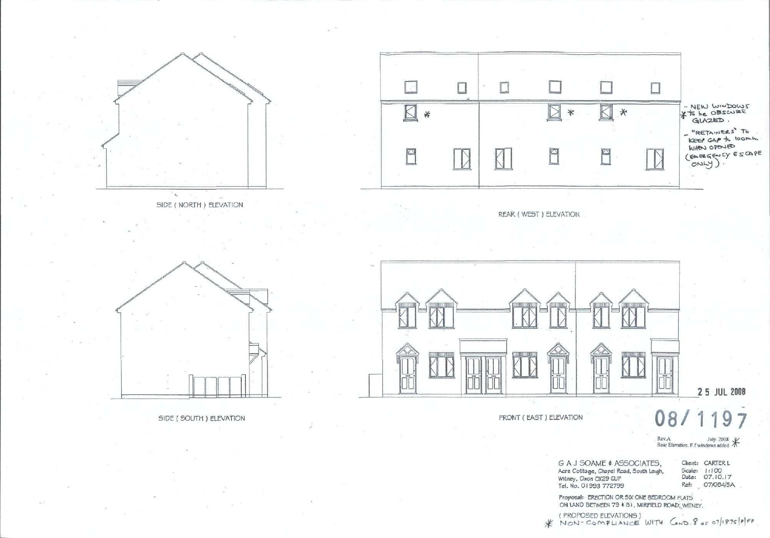SIDE ( NORTH ) ELEVATION

REAR ( WEST ) ELEVATION

- NEW WINDOWS * to be OBSCURE GLAZED.
- "RETAINERS" TO KEEP GAP to 100mm WHEN OPENED (EMERGENCY ESCAPE ONLY).

SIDE ( SOUTH ) ELEVATION

FRONT ( EAST ) ELEVATION

25 JUL 2008

08/1197

Rev.A July 2008 *
Rear Elevation. F.f windows added

G A J SOAME & ASSOCIATES,
Acre Cottage, Chapel Road, South Leigh,
Witney, Oxon OX29 6UP
Tel. No. 01993 772799

Client: CARTER L
Scale: 1:100
Date: 07.10.17
Ref: 07/084/5A

Proposal: ERECTION OR SIX ONE BEDROOM FLATS ON LAND BETWEEN 79 & 81, MIRFIELD ROAD, WITNEY.

( PROPOSED ELEVATIONS )

* NON-COMPLIANCE WITH COND. 8 OF 07/1875/P/FP